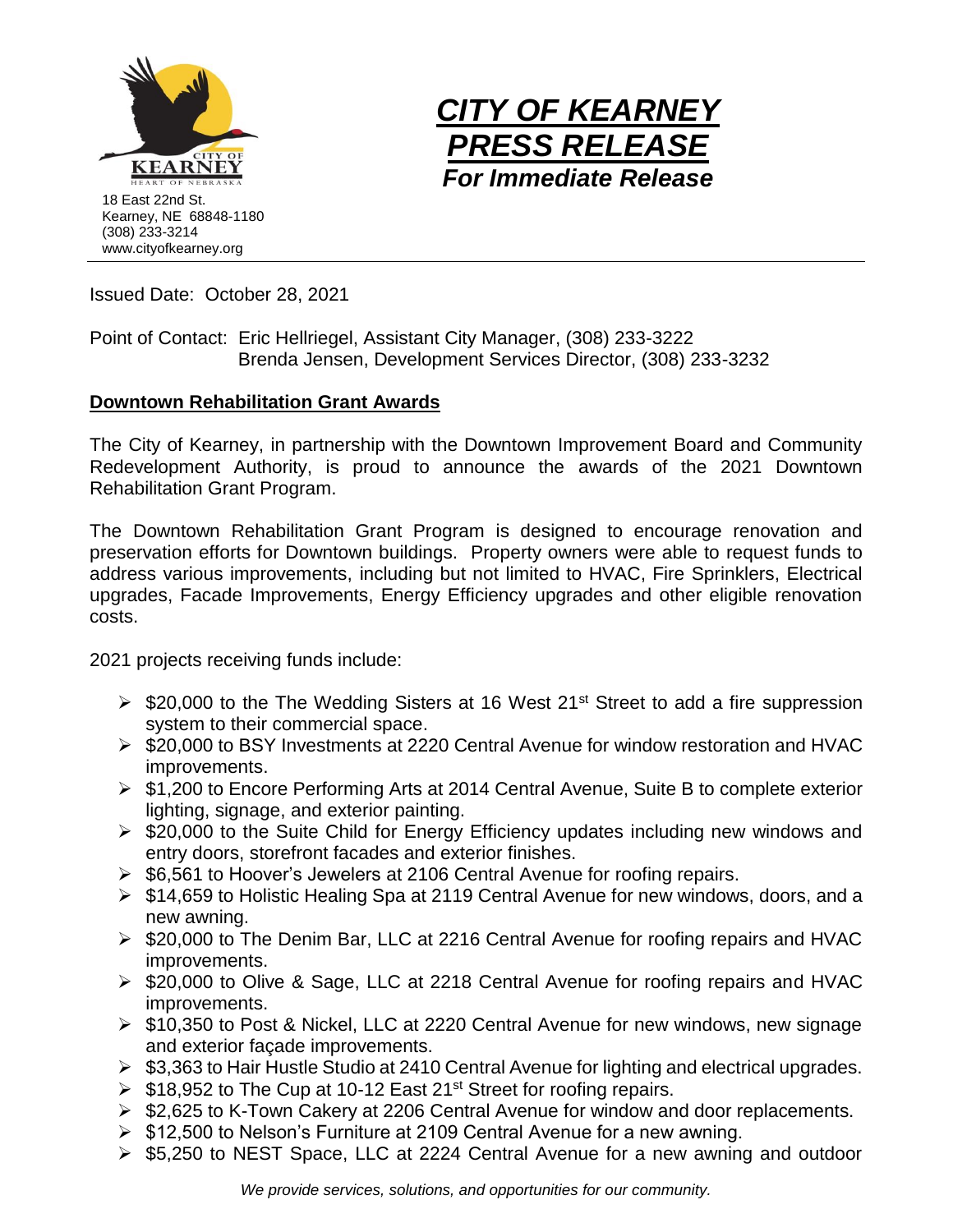18 East 22nd St.
Kearney, NE 68848-1180
(308) 233-3214
www.cityofkearney.org

# *CITY OF KEARNEY PRESS RELEASE*

***For Immediate Release***

Issued Date: October 28, 2021

Point of Contact: Eric Hellriegel, Assistant City Manager, (308) 233-3222
Brenda Jensen, Development Services Director, (308) 233-3232

## Downtown Rehabilitation Grant Awards

The City of Kearney, in partnership with the Downtown Improvement Board and Community Redevelopment Authority, is proud to announce the awards of the 2021 Downtown Rehabilitation Grant Program.

The Downtown Rehabilitation Grant Program is designed to encourage renovation and preservation efforts for Downtown buildings. Property owners were able to request funds to address various improvements, including but not limited to HVAC, Fire Sprinklers, Electrical upgrades, Facade Improvements, Energy Efficiency upgrades and other eligible renovation costs.

2021 projects receiving funds include:

- $20,000 to the The Wedding Sisters at 16 West 21st Street to add a fire suppression system to their commercial space.
- $20,000 to BSY Investments at 2220 Central Avenue for window restoration and HVAC improvements.
- $1,200 to Encore Performing Arts at 2014 Central Avenue, Suite B to complete exterior lighting, signage, and exterior painting.
- $20,000 to the Suite Child for Energy Efficiency updates including new windows and entry doors, storefront facades and exterior finishes.
- $6,561 to Hoover's Jewelers at 2106 Central Avenue for roofing repairs.
- $14,659 to Holistic Healing Spa at 2119 Central Avenue for new windows, doors, and a new awning.
- $20,000 to The Denim Bar, LLC at 2216 Central Avenue for roofing repairs and HVAC improvements.
- $20,000 to Olive & Sage, LLC at 2218 Central Avenue for roofing repairs and HVAC improvements.
- $10,350 to Post & Nickel, LLC at 2220 Central Avenue for new windows, new signage and exterior façade improvements.
- $3,363 to Hair Hustle Studio at 2410 Central Avenue for lighting and electrical upgrades.
- $18,952 to The Cup at 10-12 East 21st Street for roofing repairs.
- $2,625 to K-Town Cakery at 2206 Central Avenue for window and door replacements.
- $12,500 to Nelson's Furniture at 2109 Central Avenue for a new awning.
- $5,250 to NEST Space, LLC at 2224 Central Avenue for a new awning and outdoor

*We provide services, solutions, and opportunities for our community.*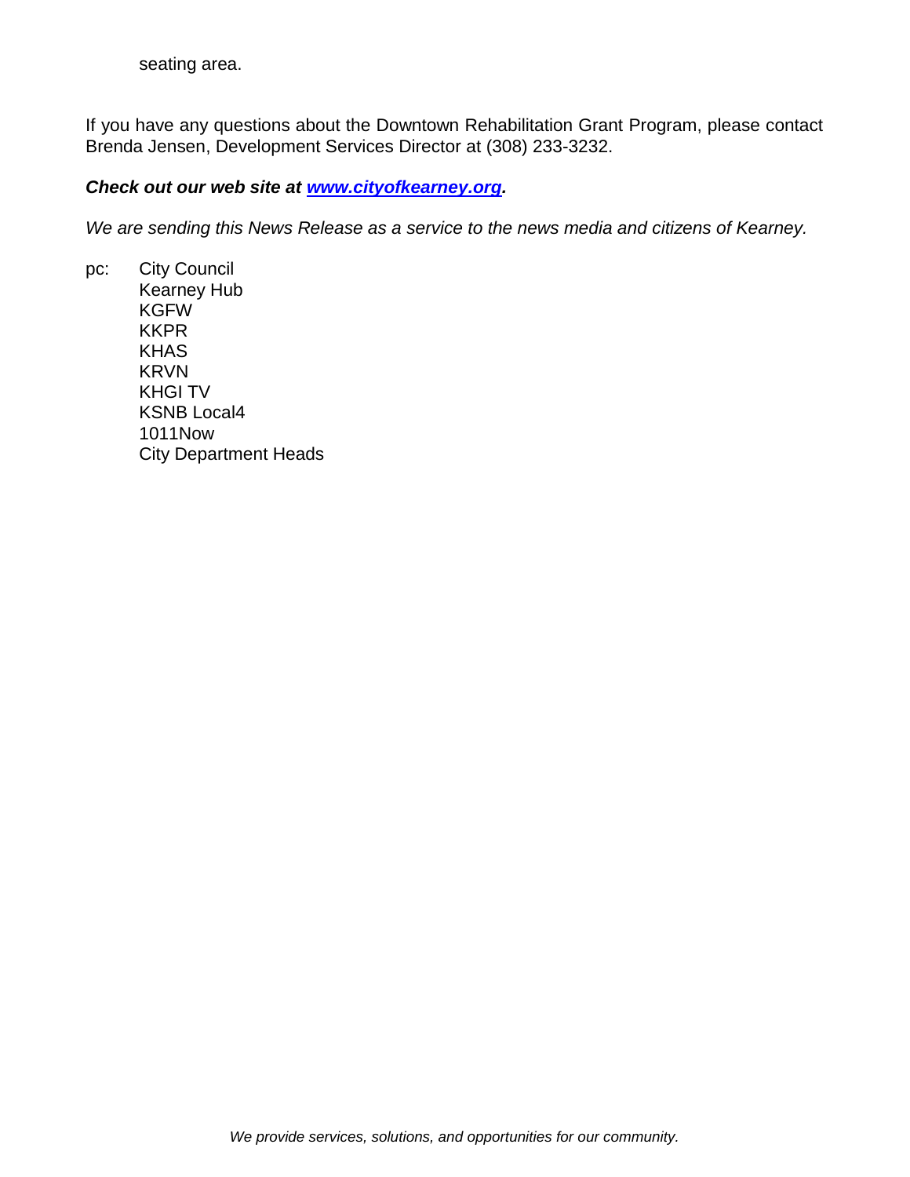seating area.

If you have any questions about the Downtown Rehabilitation Grant Program, please contact Brenda Jensen, Development Services Director at (308) 233-3232.

***Check out our web site at [www.cityofkearney.org](http://www.cityofkearney.org).***

*We are sending this News Release as a service to the news media and citizens of Kearney.*

pc: City Council
Kearney Hub
KGFW
KKPR
KHAS
KRVN
KHGI TV
KSNB Local4
1011Now
City Department Heads

*We provide services, solutions, and opportunities for our community.*